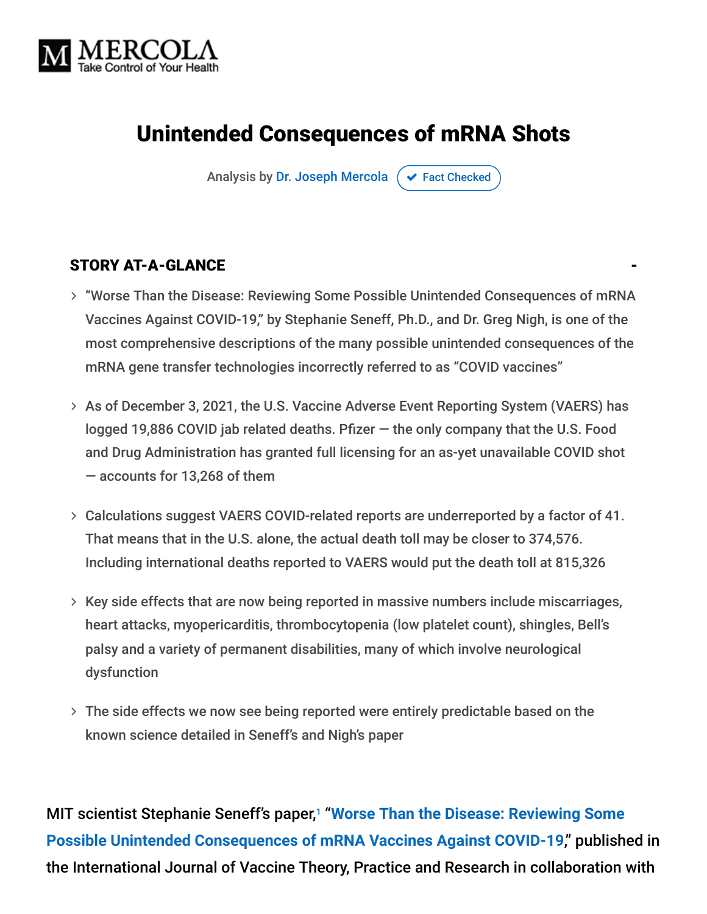# Unintended Consequences of mRNA Shots

Analysis by Dr. Joseph Mercola ✔ Fact Checked

## STORY AT-A-GLANCE

- "Worse Than the Disease: Reviewing Some Possible Unintended Consequences of mRNA Vaccines Against COVID-19," by Stephanie Seneff, Ph.D., and Dr. Greg Nigh, is one of the most comprehensive descriptions of the many possible unintended consequences of the mRNA gene transfer technologies incorrectly referred to as "COVID vaccines"
- As of December 3, 2021, the U.S. Vaccine Adverse Event Reporting System (VAERS) has logged 19,886 COVID jab related deaths. Pfizer — the only company that the U.S. Food and Drug Administration has granted full licensing for an as-yet unavailable COVID shot — accounts for 13,268 of them
- Calculations suggest VAERS COVID-related reports are underreported by a factor of 41. That means that in the U.S. alone, the actual death toll may be closer to 374,576. Including international deaths reported to VAERS would put the death toll at 815,326
- Key side effects that are now being reported in massive numbers include miscarriages, heart attacks, myopericarditis, thrombocytopenia (low platelet count), shingles, Bell's palsy and a variety of permanent disabilities, many of which involve neurological dysfunction
- The side effects we now see being reported were entirely predictable based on the known science detailed in Seneff's and Nigh's paper

MIT scientist Stephanie Seneff's paper,[1] "Worse Than the Disease: Reviewing Some Possible Unintended Consequences of mRNA Vaccines Against COVID-19," published in the International Journal of Vaccine Theory, Practice and Research in collaboration with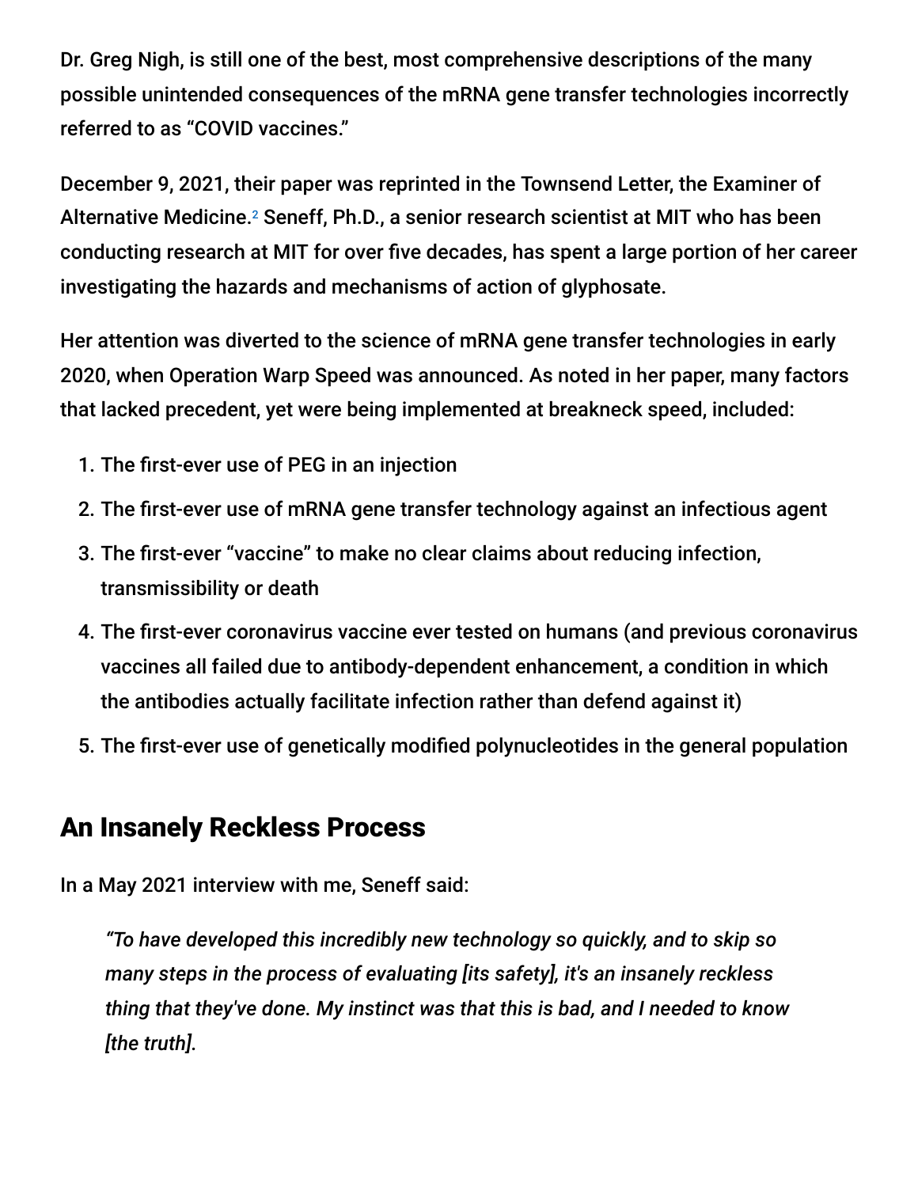Dr. Greg Nigh, is still one of the best, most comprehensive descriptions of the many possible unintended consequences of the mRNA gene transfer technologies incorrectly referred to as "COVID vaccines."

December 9, 2021, their paper was reprinted in the Townsend Letter, the Examiner of Alternative Medicine.[2] Seneff, Ph.D., a senior research scientist at MIT who has been conducting research at MIT for over five decades, has spent a large portion of her career investigating the hazards and mechanisms of action of glyphosate.

Her attention was diverted to the science of mRNA gene transfer technologies in early 2020, when Operation Warp Speed was announced. As noted in her paper, many factors that lacked precedent, yet were being implemented at breakneck speed, included:

1. The first-ever use of PEG in an injection
2. The first-ever use of mRNA gene transfer technology against an infectious agent
3. The first-ever "vaccine" to make no clear claims about reducing infection, transmissibility or death
4. The first-ever coronavirus vaccine ever tested on humans (and previous coronavirus vaccines all failed due to antibody-dependent enhancement, a condition in which the antibodies actually facilitate infection rather than defend against it)
5. The first-ever use of genetically modified polynucleotides in the general population

## An Insanely Reckless Process

In a May 2021 interview with me, Seneff said:

> *"To have developed this incredibly new technology so quickly, and to skip so many steps in the process of evaluating [its safety], it's an insanely reckless thing that they've done. My instinct was that this is bad, and I needed to know [the truth].*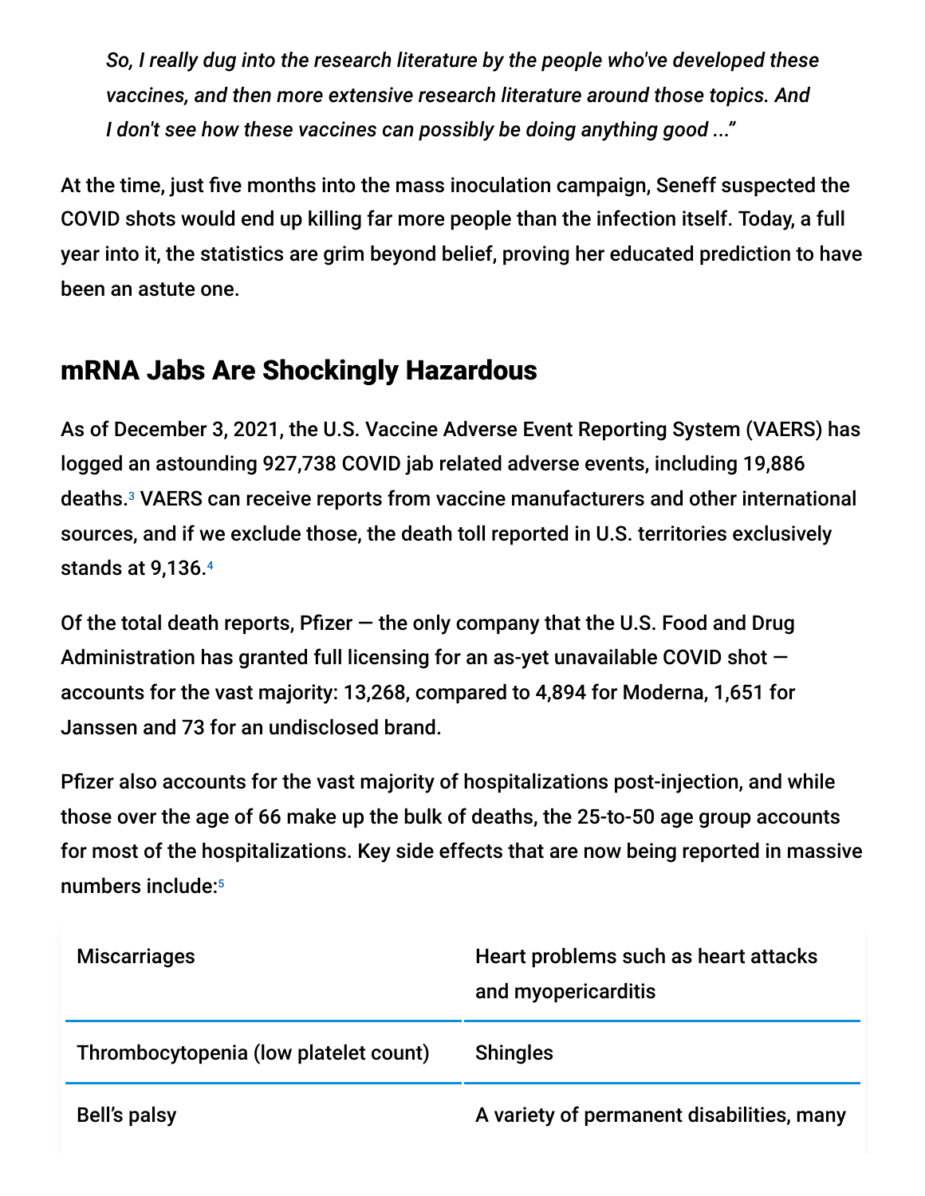> *So, I really dug into the research literature by the people who've developed these vaccines, and then more extensive research literature around those topics. And I don't see how these vaccines can possibly be doing anything good ..."*

At the time, just five months into the mass inoculation campaign, Seneff suspected the COVID shots would end up killing far more people than the infection itself. Today, a full year into it, the statistics are grim beyond belief, proving her educated prediction to have been an astute one.

## mRNA Jabs Are Shockingly Hazardous

As of December 3, 2021, the U.S. Vaccine Adverse Event Reporting System (VAERS) has logged an astounding 927,738 COVID jab related adverse events, including 19,886 deaths.[3] VAERS can receive reports from vaccine manufacturers and other international sources, and if we exclude those, the death toll reported in U.S. territories exclusively stands at 9,136.[4]

Of the total death reports, Pfizer — the only company that the U.S. Food and Drug Administration has granted full licensing for an as-yet unavailable COVID shot — accounts for the vast majority: 13,268, compared to 4,894 for Moderna, 1,651 for Janssen and 73 for an undisclosed brand.

Pfizer also accounts for the vast majority of hospitalizations post-injection, and while those over the age of 66 make up the bulk of deaths, the 25-to-50 age group accounts for most of the hospitalizations. Key side effects that are now being reported in massive numbers include:[5]

| | |
|---|---|
| Miscarriages | Heart problems such as heart attacks and myopericarditis |
| Thrombocytopenia (low platelet count) | Shingles |
| Bell's palsy | A variety of permanent disabilities, many |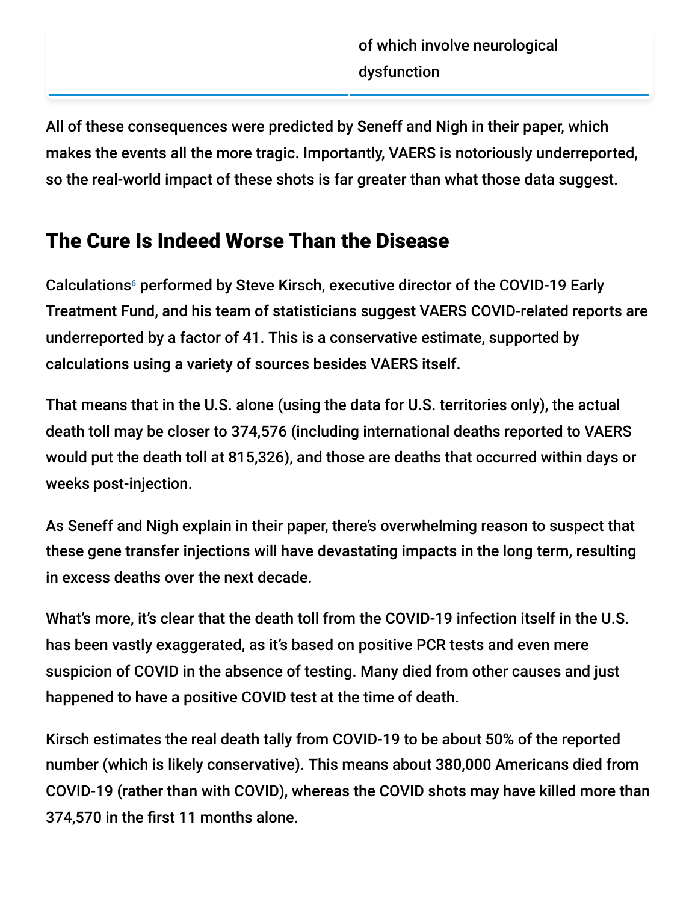| | of which involve neurological dysfunction |
|---|---|

All of these consequences were predicted by Seneff and Nigh in their paper, which makes the events all the more tragic. Importantly, VAERS is notoriously underreported, so the real-world impact of these shots is far greater than what those data suggest.

## The Cure Is Indeed Worse Than the Disease

Calculations[6] performed by Steve Kirsch, executive director of the COVID-19 Early Treatment Fund, and his team of statisticians suggest VAERS COVID-related reports are underreported by a factor of 41. This is a conservative estimate, supported by calculations using a variety of sources besides VAERS itself.

That means that in the U.S. alone (using the data for U.S. territories only), the actual death toll may be closer to 374,576 (including international deaths reported to VAERS would put the death toll at 815,326), and those are deaths that occurred within days or weeks post-injection.

As Seneff and Nigh explain in their paper, there's overwhelming reason to suspect that these gene transfer injections will have devastating impacts in the long term, resulting in excess deaths over the next decade.

What's more, it's clear that the death toll from the COVID-19 infection itself in the U.S. has been vastly exaggerated, as it's based on positive PCR tests and even mere suspicion of COVID in the absence of testing. Many died from other causes and just happened to have a positive COVID test at the time of death.

Kirsch estimates the real death tally from COVID-19 to be about 50% of the reported number (which is likely conservative). This means about 380,000 Americans died from COVID-19 (rather than with COVID), whereas the COVID shots may have killed more than 374,570 in the first 11 months alone.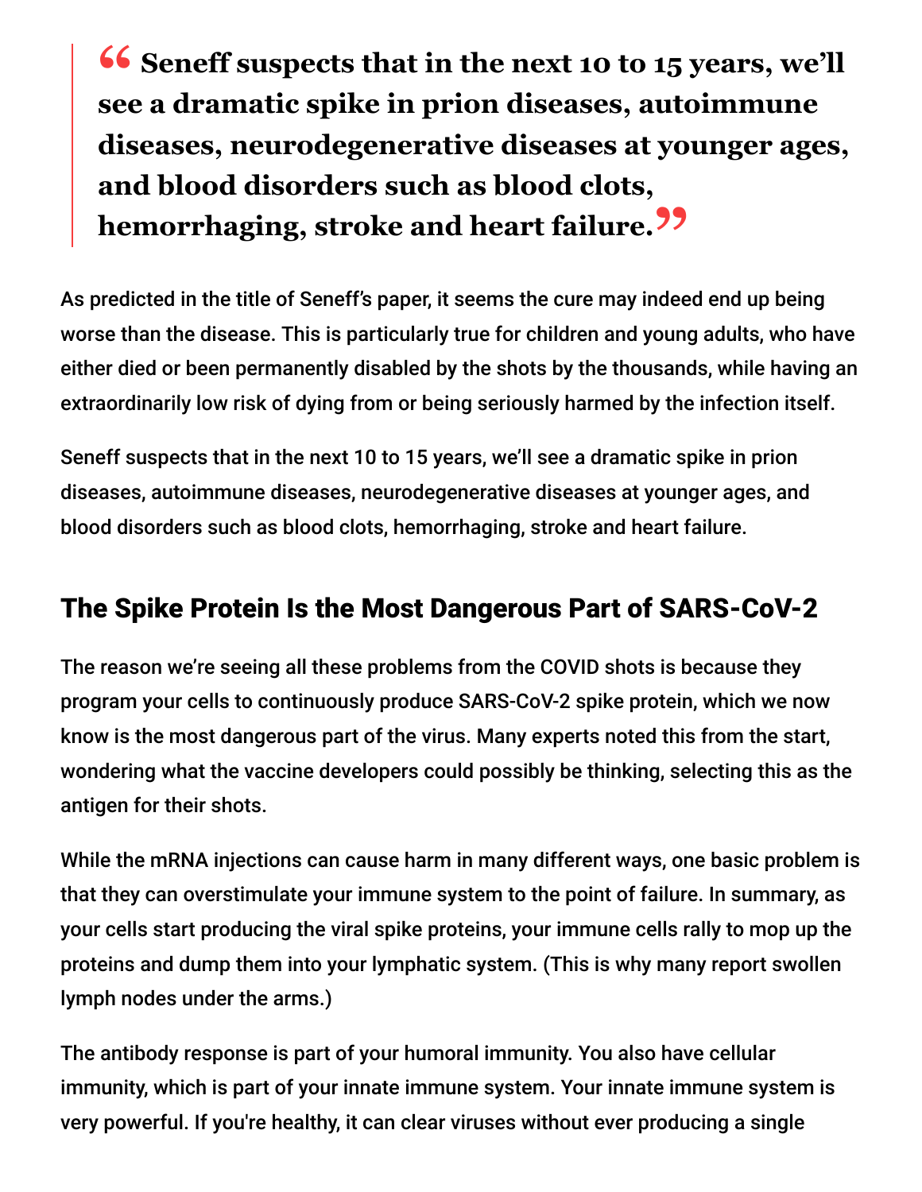> **Seneff suspects that in the next 10 to 15 years, we'll see a dramatic spike in prion diseases, autoimmune diseases, neurodegenerative diseases at younger ages, and blood disorders such as blood clots, hemorrhaging, stroke and heart failure.**

As predicted in the title of Seneff's paper, it seems the cure may indeed end up being worse than the disease. This is particularly true for children and young adults, who have either died or been permanently disabled by the shots by the thousands, while having an extraordinarily low risk of dying from or being seriously harmed by the infection itself.

Seneff suspects that in the next 10 to 15 years, we'll see a dramatic spike in prion diseases, autoimmune diseases, neurodegenerative diseases at younger ages, and blood disorders such as blood clots, hemorrhaging, stroke and heart failure.

## The Spike Protein Is the Most Dangerous Part of SARS-CoV-2

The reason we're seeing all these problems from the COVID shots is because they program your cells to continuously produce SARS-CoV-2 spike protein, which we now know is the most dangerous part of the virus. Many experts noted this from the start, wondering what the vaccine developers could possibly be thinking, selecting this as the antigen for their shots.

While the mRNA injections can cause harm in many different ways, one basic problem is that they can overstimulate your immune system to the point of failure. In summary, as your cells start producing the viral spike proteins, your immune cells rally to mop up the proteins and dump them into your lymphatic system. (This is why many report swollen lymph nodes under the arms.)

The antibody response is part of your humoral immunity. You also have cellular immunity, which is part of your innate immune system. Your innate immune system is very powerful. If you're healthy, it can clear viruses without ever producing a single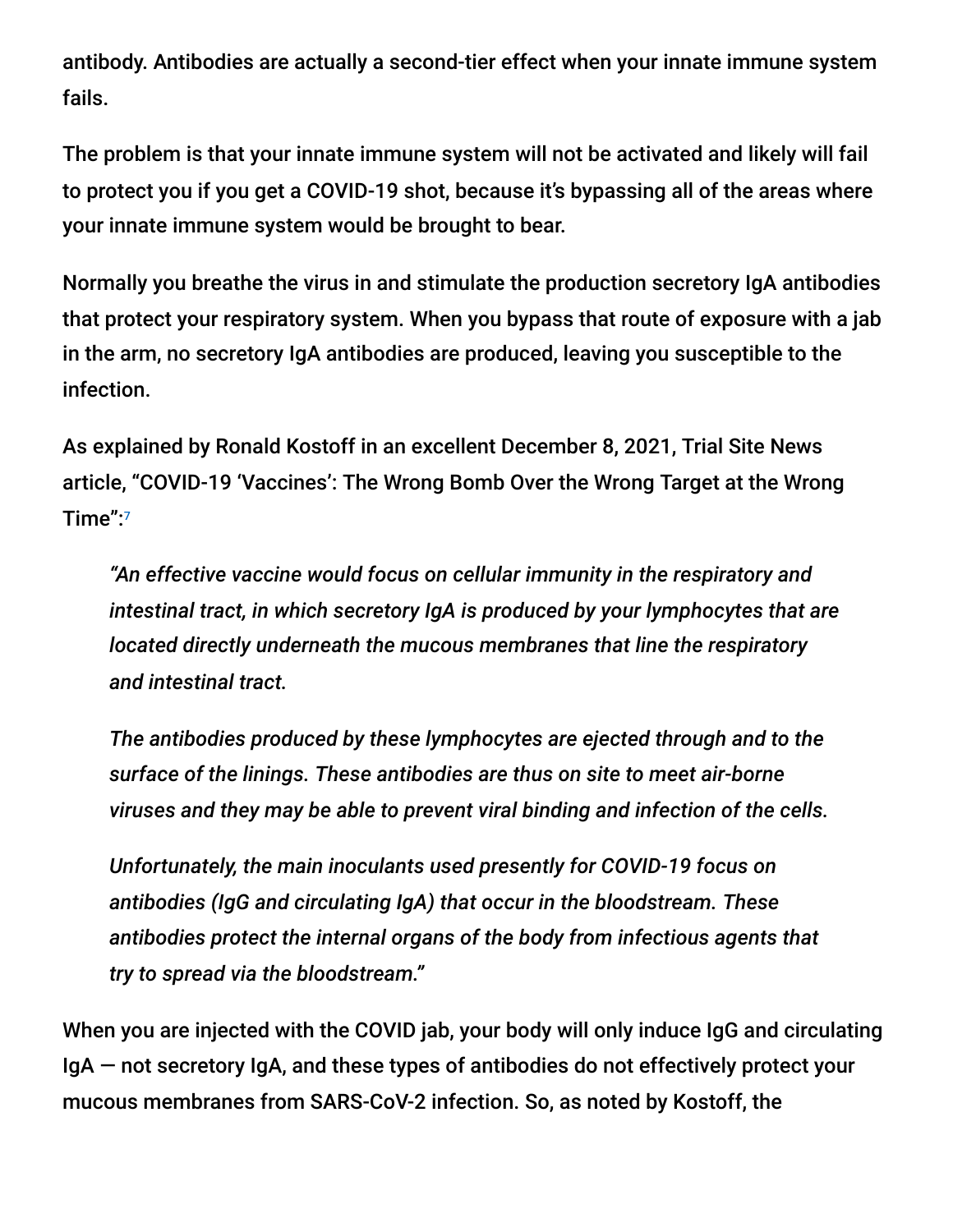antibody. Antibodies are actually a second-tier effect when your innate immune system fails.

The problem is that your innate immune system will not be activated and likely will fail to protect you if you get a COVID-19 shot, because it's bypassing all of the areas where your innate immune system would be brought to bear.

Normally you breathe the virus in and stimulate the production secretory IgA antibodies that protect your respiratory system. When you bypass that route of exposure with a jab in the arm, no secretory IgA antibodies are produced, leaving you susceptible to the infection.

As explained by Ronald Kostoff in an excellent December 8, 2021, Trial Site News article, "COVID-19 'Vaccines': The Wrong Bomb Over the Wrong Target at the Wrong Time":[7]

> *"An effective vaccine would focus on cellular immunity in the respiratory and intestinal tract, in which secretory IgA is produced by your lymphocytes that are located directly underneath the mucous membranes that line the respiratory and intestinal tract.*
>
> *The antibodies produced by these lymphocytes are ejected through and to the surface of the linings. These antibodies are thus on site to meet air-borne viruses and they may be able to prevent viral binding and infection of the cells.*
>
> *Unfortunately, the main inoculants used presently for COVID-19 focus on antibodies (IgG and circulating IgA) that occur in the bloodstream. These antibodies protect the internal organs of the body from infectious agents that try to spread via the bloodstream."*

When you are injected with the COVID jab, your body will only induce IgG and circulating IgA — not secretory IgA, and these types of antibodies do not effectively protect your mucous membranes from SARS-CoV-2 infection. So, as noted by Kostoff, the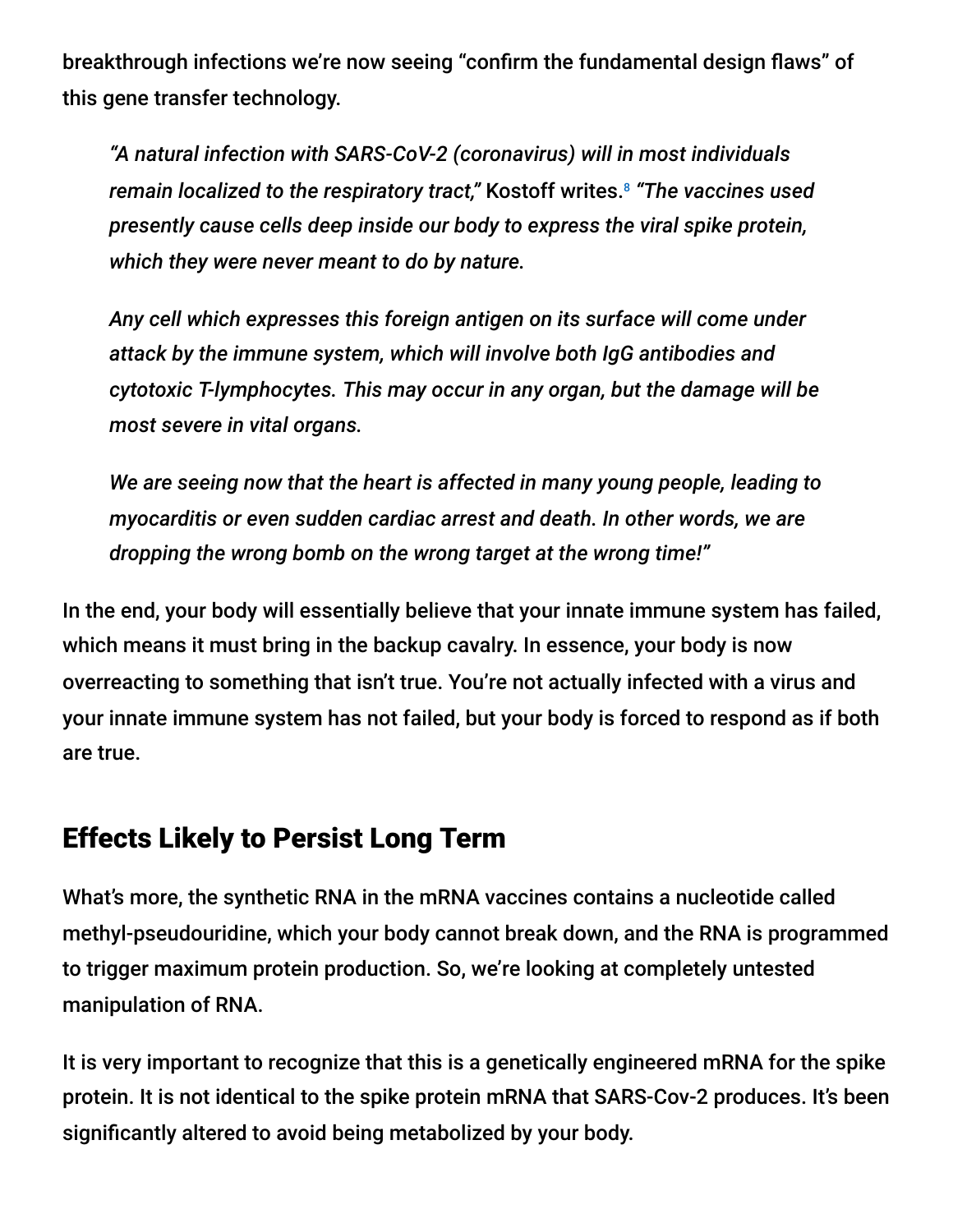breakthrough infections we're now seeing "confirm the fundamental design flaws" of this gene transfer technology.

> *"A natural infection with SARS-CoV-2 (coronavirus) will in most individuals remain localized to the respiratory tract,"* Kostoff writes.[8] *"The vaccines used presently cause cells deep inside our body to express the viral spike protein, which they were never meant to do by nature.*
>
> *Any cell which expresses this foreign antigen on its surface will come under attack by the immune system, which will involve both IgG antibodies and cytotoxic T-lymphocytes. This may occur in any organ, but the damage will be most severe in vital organs.*
>
> *We are seeing now that the heart is affected in many young people, leading to myocarditis or even sudden cardiac arrest and death. In other words, we are dropping the wrong bomb on the wrong target at the wrong time!"*

In the end, your body will essentially believe that your innate immune system has failed, which means it must bring in the backup cavalry. In essence, your body is now overreacting to something that isn't true. You're not actually infected with a virus and your innate immune system has not failed, but your body is forced to respond as if both are true.

## Effects Likely to Persist Long Term

What's more, the synthetic RNA in the mRNA vaccines contains a nucleotide called methyl-pseudouridine, which your body cannot break down, and the RNA is programmed to trigger maximum protein production. So, we're looking at completely untested manipulation of RNA.

It is very important to recognize that this is a genetically engineered mRNA for the spike protein. It is not identical to the spike protein mRNA that SARS-Cov-2 produces. It's been significantly altered to avoid being metabolized by your body.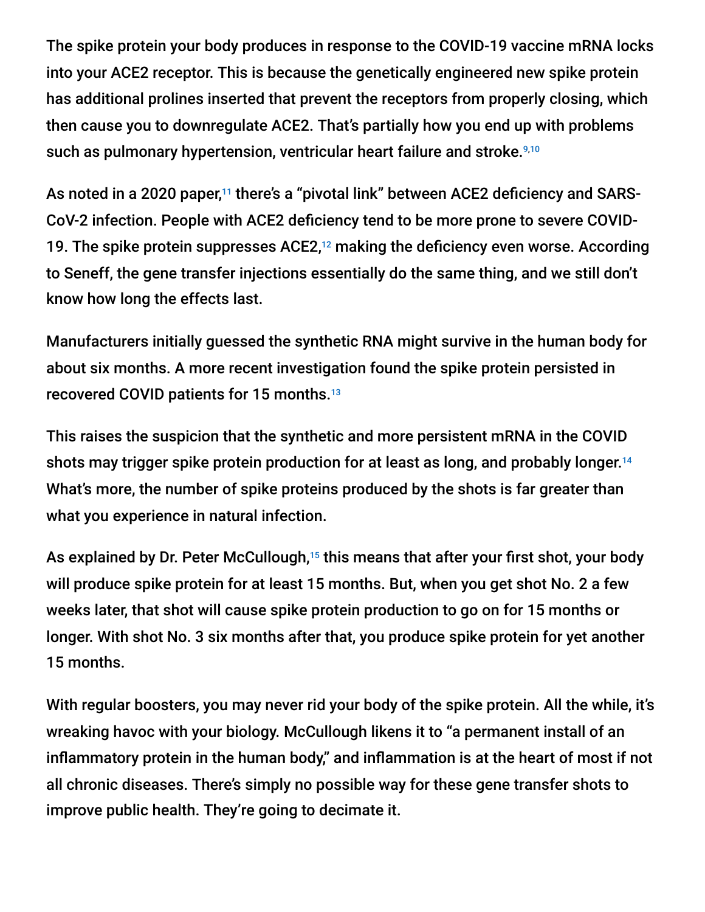The spike protein your body produces in response to the COVID-19 vaccine mRNA locks into your ACE2 receptor. This is because the genetically engineered new spike protein has additional prolines inserted that prevent the receptors from properly closing, which then cause you to downregulate ACE2. That's partially how you end up with problems such as pulmonary hypertension, ventricular heart failure and stroke.[9,10]

As noted in a 2020 paper,[11] there's a "pivotal link" between ACE2 deficiency and SARS-CoV-2 infection. People with ACE2 deficiency tend to be more prone to severe COVID-19. The spike protein suppresses ACE2,[12] making the deficiency even worse. According to Seneff, the gene transfer injections essentially do the same thing, and we still don't know how long the effects last.

Manufacturers initially guessed the synthetic RNA might survive in the human body for about six months. A more recent investigation found the spike protein persisted in recovered COVID patients for 15 months.[13]

This raises the suspicion that the synthetic and more persistent mRNA in the COVID shots may trigger spike protein production for at least as long, and probably longer.[14] What's more, the number of spike proteins produced by the shots is far greater than what you experience in natural infection.

As explained by Dr. Peter McCullough,[15] this means that after your first shot, your body will produce spike protein for at least 15 months. But, when you get shot No. 2 a few weeks later, that shot will cause spike protein production to go on for 15 months or longer. With shot No. 3 six months after that, you produce spike protein for yet another 15 months.

With regular boosters, you may never rid your body of the spike protein. All the while, it's wreaking havoc with your biology. McCullough likens it to "a permanent install of an inflammatory protein in the human body," and inflammation is at the heart of most if not all chronic diseases. There's simply no possible way for these gene transfer shots to improve public health. They're going to decimate it.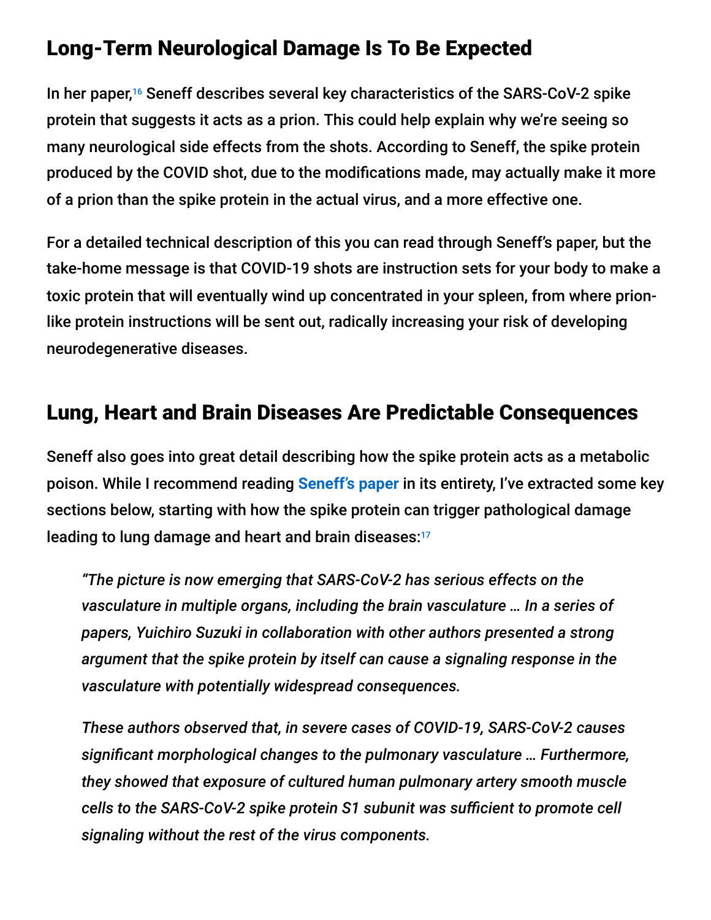## Long-Term Neurological Damage Is To Be Expected

In her paper,[16] Seneff describes several key characteristics of the SARS-CoV-2 spike protein that suggests it acts as a prion. This could help explain why we're seeing so many neurological side effects from the shots. According to Seneff, the spike protein produced by the COVID shot, due to the modifications made, may actually make it more of a prion than the spike protein in the actual virus, and a more effective one.

For a detailed technical description of this you can read through Seneff's paper, but the take-home message is that COVID-19 shots are instruction sets for your body to make a toxic protein that will eventually wind up concentrated in your spleen, from where prion-like protein instructions will be sent out, radically increasing your risk of developing neurodegenerative diseases.

## Lung, Heart and Brain Diseases Are Predictable Consequences

Seneff also goes into great detail describing how the spike protein acts as a metabolic poison. While I recommend reading **Seneff's paper** in its entirety, I've extracted some key sections below, starting with how the spike protein can trigger pathological damage leading to lung damage and heart and brain diseases:[17]

> *"The picture is now emerging that SARS-CoV-2 has serious effects on the vasculature in multiple organs, including the brain vasculature … In a series of papers, Yuichiro Suzuki in collaboration with other authors presented a strong argument that the spike protein by itself can cause a signaling response in the vasculature with potentially widespread consequences.*
>
> *These authors observed that, in severe cases of COVID-19, SARS-CoV-2 causes significant morphological changes to the pulmonary vasculature … Furthermore, they showed that exposure of cultured human pulmonary artery smooth muscle cells to the SARS-CoV-2 spike protein S1 subunit was sufficient to promote cell signaling without the rest of the virus components.*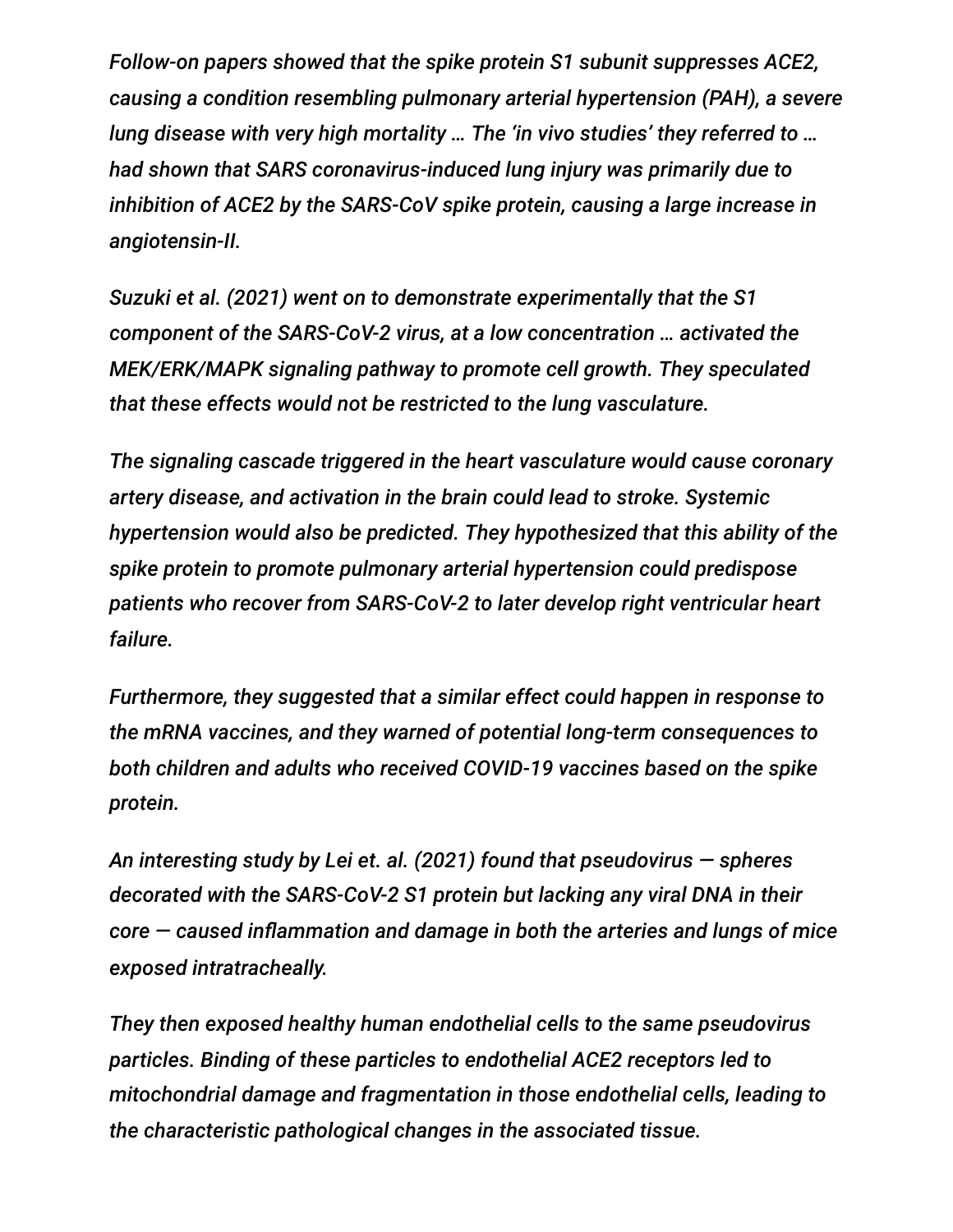*Follow-on papers showed that the spike protein S1 subunit suppresses ACE2, causing a condition resembling pulmonary arterial hypertension (PAH), a severe lung disease with very high mortality … The 'in vivo studies' they referred to … had shown that SARS coronavirus-induced lung injury was primarily due to inhibition of ACE2 by the SARS-CoV spike protein, causing a large increase in angiotensin-II.*

*Suzuki et al. (2021) went on to demonstrate experimentally that the S1 component of the SARS-CoV-2 virus, at a low concentration … activated the MEK/ERK/MAPK signaling pathway to promote cell growth. They speculated that these effects would not be restricted to the lung vasculature.*

*The signaling cascade triggered in the heart vasculature would cause coronary artery disease, and activation in the brain could lead to stroke. Systemic hypertension would also be predicted. They hypothesized that this ability of the spike protein to promote pulmonary arterial hypertension could predispose patients who recover from SARS-CoV-2 to later develop right ventricular heart failure.*

*Furthermore, they suggested that a similar effect could happen in response to the mRNA vaccines, and they warned of potential long-term consequences to both children and adults who received COVID-19 vaccines based on the spike protein.*

*An interesting study by Lei et. al. (2021) found that pseudovirus — spheres decorated with the SARS-CoV-2 S1 protein but lacking any viral DNA in their core — caused inflammation and damage in both the arteries and lungs of mice exposed intratracheally.*

*They then exposed healthy human endothelial cells to the same pseudovirus particles. Binding of these particles to endothelial ACE2 receptors led to mitochondrial damage and fragmentation in those endothelial cells, leading to the characteristic pathological changes in the associated tissue.*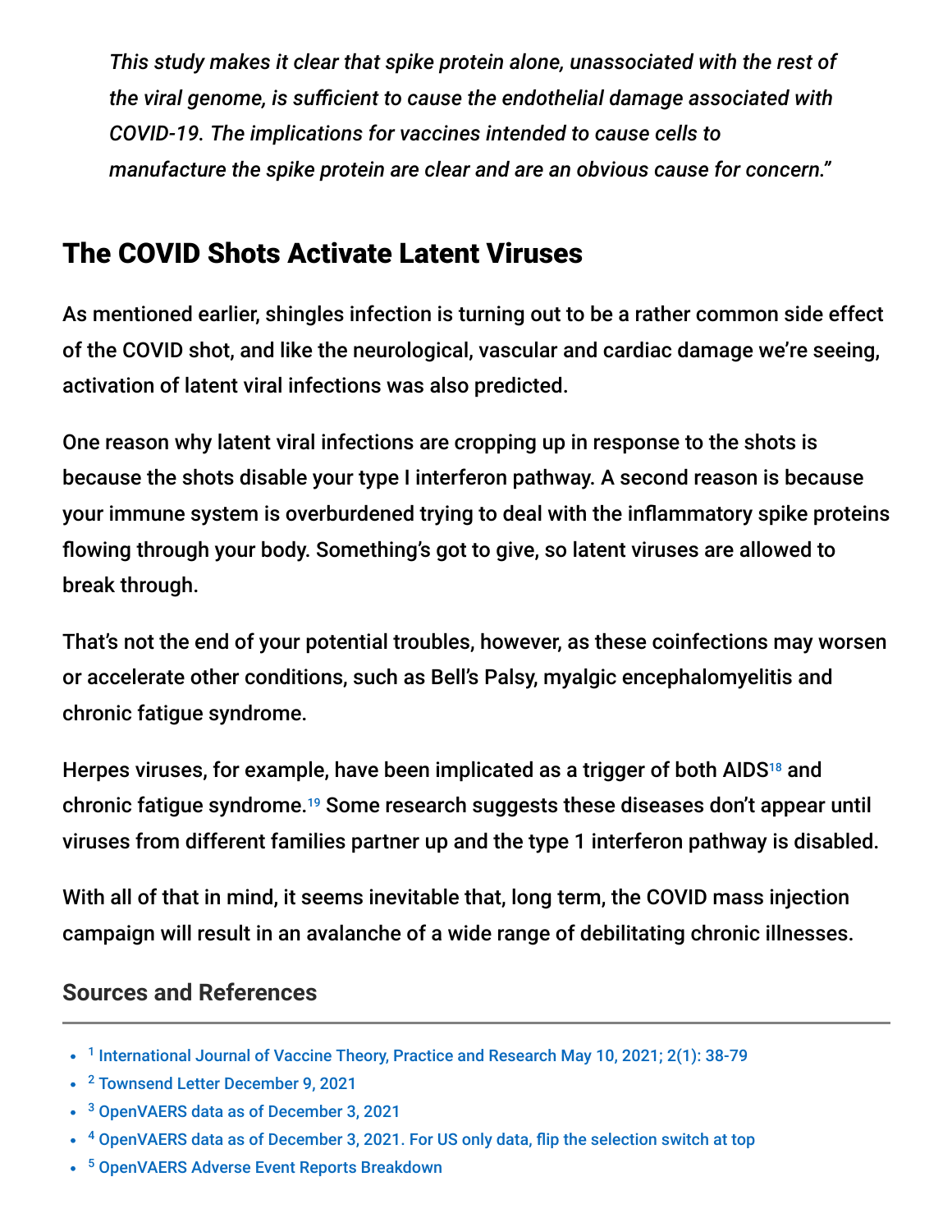*This study makes it clear that spike protein alone, unassociated with the rest of the viral genome, is sufficient to cause the endothelial damage associated with COVID-19. The implications for vaccines intended to cause cells to manufacture the spike protein are clear and are an obvious cause for concern."*

## The COVID Shots Activate Latent Viruses

As mentioned earlier, shingles infection is turning out to be a rather common side effect of the COVID shot, and like the neurological, vascular and cardiac damage we're seeing, activation of latent viral infections was also predicted.

One reason why latent viral infections are cropping up in response to the shots is because the shots disable your type I interferon pathway. A second reason is because your immune system is overburdened trying to deal with the inflammatory spike proteins flowing through your body. Something's got to give, so latent viruses are allowed to break through.

That's not the end of your potential troubles, however, as these coinfections may worsen or accelerate other conditions, such as Bell's Palsy, myalgic encephalomyelitis and chronic fatigue syndrome.

Herpes viruses, for example, have been implicated as a trigger of both AIDS[18] and chronic fatigue syndrome.[19] Some research suggests these diseases don't appear until viruses from different families partner up and the type 1 interferon pathway is disabled.

With all of that in mind, it seems inevitable that, long term, the COVID mass injection campaign will result in an avalanche of a wide range of debilitating chronic illnesses.

### Sources and References

- [1] International Journal of Vaccine Theory, Practice and Research May 10, 2021; 2(1): 38-79
- [2] Townsend Letter December 9, 2021
- [3] OpenVAERS data as of December 3, 2021
- [4] OpenVAERS data as of December 3, 2021. For US only data, flip the selection switch at top
- [5] OpenVAERS Adverse Event Reports Breakdown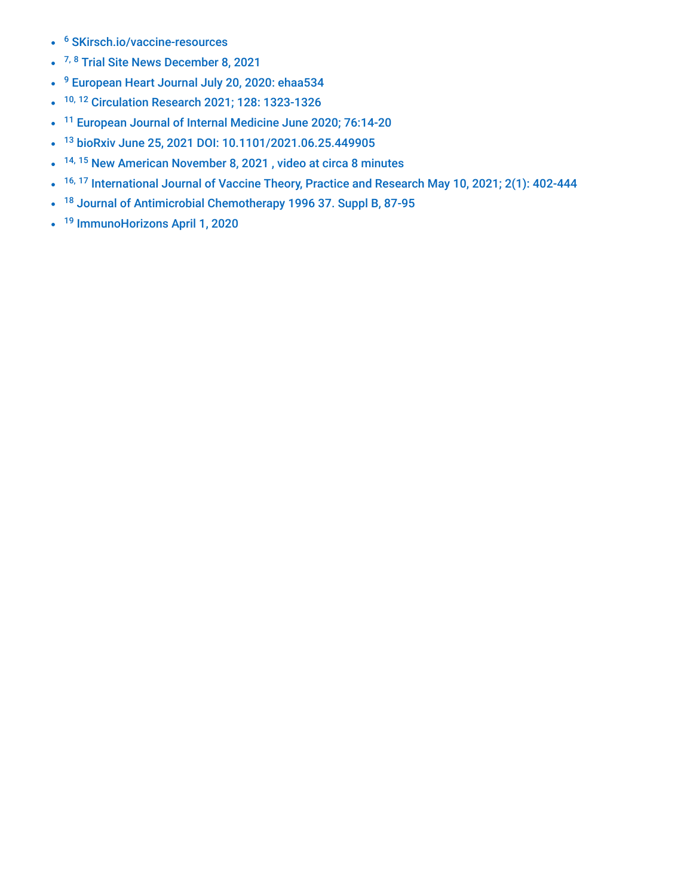- [6] SKirsch.io/vaccine-resources
- [7, 8] Trial Site News December 8, 2021
- [9] European Heart Journal July 20, 2020: ehaa534
- [10, 12] Circulation Research 2021; 128: 1323-1326
- [11] European Journal of Internal Medicine June 2020; 76:14-20
- [13] bioRxiv June 25, 2021 DOI: 10.1101/2021.06.25.449905
- [14, 15] New American November 8, 2021 , video at circa 8 minutes
- [16, 17] International Journal of Vaccine Theory, Practice and Research May 10, 2021; 2(1): 402-444
- [18] Journal of Antimicrobial Chemotherapy 1996 37. Suppl B, 87-95
- [19] ImmunoHorizons April 1, 2020